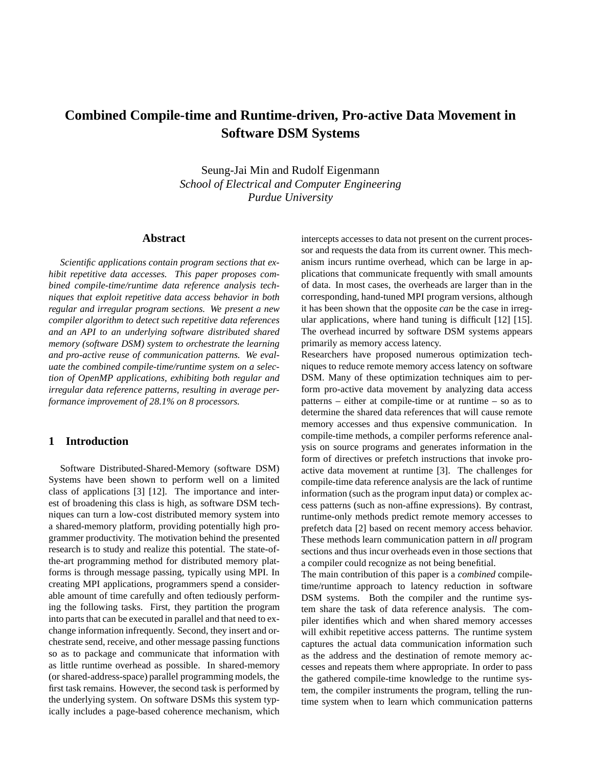# Combined Compile-time and Runtime-driven, Pro-active Data Movement in Software DSM Systems

Seung-Jai Min and Rudolf Eigenmann
*School of Electrical and Computer Engineering*
*Purdue University*

## Abstract

*Scientific applications contain program sections that exhibit repetitive data accesses. This paper proposes combined compile-time/runtime data reference analysis techniques that exploit repetitive data access behavior in both regular and irregular program sections. We present a new compiler algorithm to detect such repetitive data references and an API to an underlying software distributed shared memory (software DSM) system to orchestrate the learning and pro-active reuse of communication patterns. We evaluate the combined compile-time/runtime system on a selection of OpenMP applications, exhibiting both regular and irregular data reference patterns, resulting in average performance improvement of 28.1% on 8 processors.*

## 1 Introduction

Software Distributed-Shared-Memory (software DSM) Systems have been shown to perform well on a limited class of applications [3] [12]. The importance and interest of broadening this class is high, as software DSM techniques can turn a low-cost distributed memory system into a shared-memory platform, providing potentially high programmer productivity. The motivation behind the presented research is to study and realize this potential. The state-of-the-art programming method for distributed memory platforms is through message passing, typically using MPI. In creating MPI applications, programmers spend a considerable amount of time carefully and often tediously performing the following tasks. First, they partition the program into parts that can be executed in parallel and that need to exchange information infrequently. Second, they insert and orchestrate send, receive, and other message passing functions so as to package and communicate that information with as little runtime overhead as possible. In shared-memory (or shared-address-space) parallel programming models, the first task remains. However, the second task is performed by the underlying system. On software DSMs this system typically includes a page-based coherence mechanism, which intercepts accesses to data not present on the current processor and requests the data from its current owner. This mechanism incurs runtime overhead, which can be large in applications that communicate frequently with small amounts of data. In most cases, the overheads are larger than in the corresponding, hand-tuned MPI program versions, although it has been shown that the opposite *can* be the case in irregular applications, where hand tuning is difficult [12] [15]. The overhead incurred by software DSM systems appears primarily as memory access latency.

Researchers have proposed numerous optimization techniques to reduce remote memory access latency on software DSM. Many of these optimization techniques aim to perform pro-active data movement by analyzing data access patterns – either at compile-time or at runtime – so as to determine the shared data references that will cause remote memory accesses and thus expensive communication. In compile-time methods, a compiler performs reference analysis on source programs and generates information in the form of directives or prefetch instructions that invoke pro-active data movement at runtime [3]. The challenges for compile-time data reference analysis are the lack of runtime information (such as the program input data) or complex access patterns (such as non-affine expressions). By contrast, runtime-only methods predict remote memory accesses to prefetch data [2] based on recent memory access behavior. These methods learn communication pattern in *all* program sections and thus incur overheads even in those sections that a compiler could recognize as not being beneficial.

The main contribution of this paper is a *combined* compile-time/runtime approach to latency reduction in software DSM systems. Both the compiler and the runtime system share the task of data reference analysis. The compiler identifies which and when shared memory accesses will exhibit repetitive access patterns. The runtime system captures the actual data communication information such as the address and the destination of remote memory accesses and repeats them where appropriate. In order to pass the gathered compile-time knowledge to the runtime system, the compiler instruments the program, telling the runtime system when to learn which communication patterns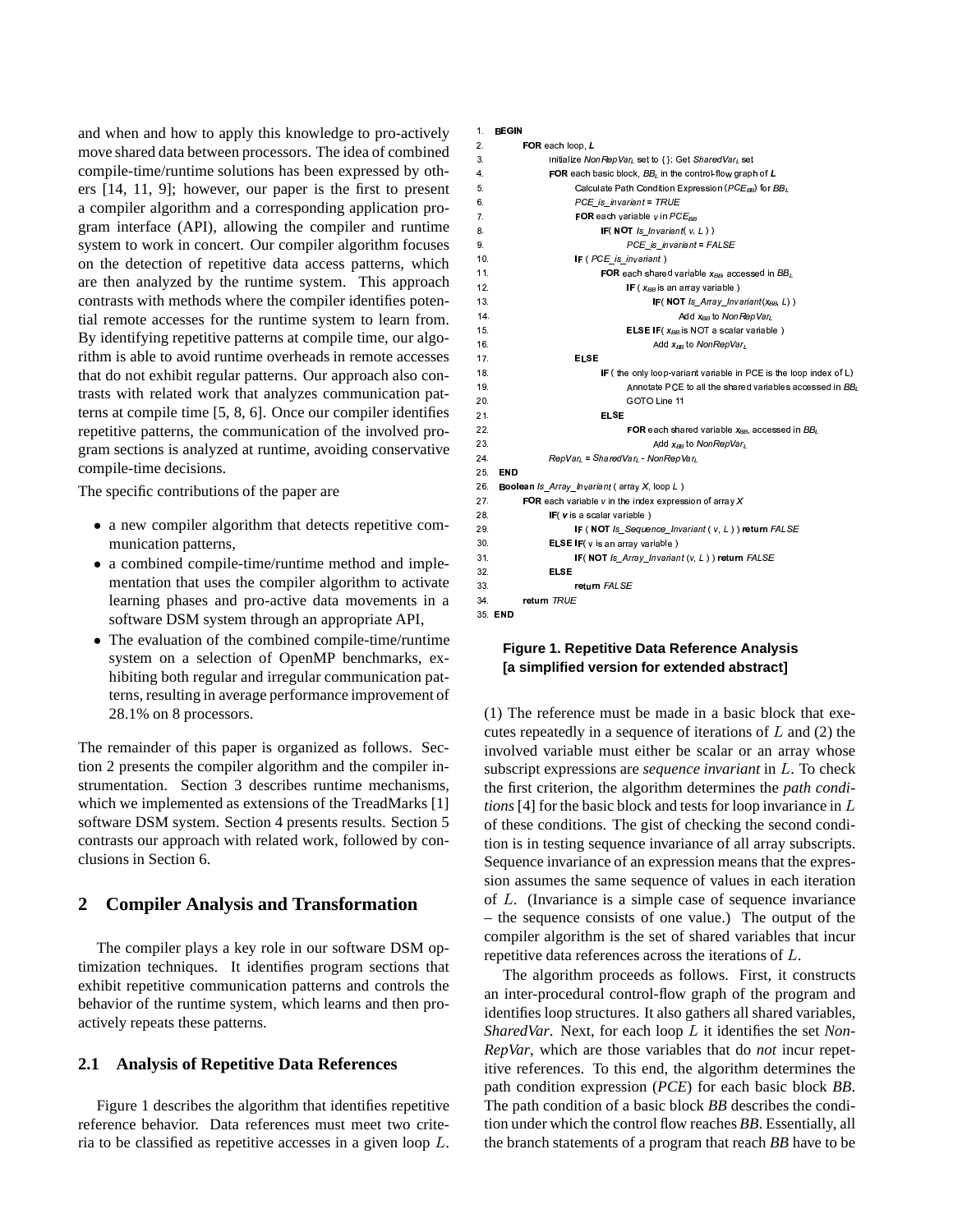and when and how to apply this knowledge to pro-actively move shared data between processors. The idea of combined compile-time/runtime solutions has been expressed by others [14, 11, 9]; however, our paper is the first to present a compiler algorithm and a corresponding application program interface (API), allowing the compiler and runtime system to work in concert. Our compiler algorithm focuses on the detection of repetitive data access patterns, which are then analyzed by the runtime system. This approach contrasts with methods where the compiler identifies potential remote accesses for the runtime system to learn from. By identifying repetitive patterns at compile time, our algorithm is able to avoid runtime overheads in remote accesses that do not exhibit regular patterns. Our approach also contrasts with related work that analyzes communication patterns at compile time [5, 8, 6]. Once our compiler identifies repetitive patterns, the communication of the involved program sections is analyzed at runtime, avoiding conservative compile-time decisions.

The specific contributions of the paper are

- a new compiler algorithm that detects repetitive communication patterns,
- a combined compile-time/runtime method and implementation that uses the compiler algorithm to activate learning phases and pro-active data movements in a software DSM system through an appropriate API,
- The evaluation of the combined compile-time/runtime system on a selection of OpenMP benchmarks, exhibiting both regular and irregular communication patterns, resulting in average performance improvement of 28.1% on 8 processors.

The remainder of this paper is organized as follows. Section 2 presents the compiler algorithm and the compiler instrumentation. Section 3 describes runtime mechanisms, which we implemented as extensions of the TreadMarks [1] software DSM system. Section 4 presents results. Section 5 contrasts our approach with related work, followed by conclusions in Section 6.

## 2 Compiler Analysis and Transformation

The compiler plays a key role in our software DSM optimization techniques. It identifies program sections that exhibit repetitive communication patterns and controls the behavior of the runtime system, which learns and then pro-actively repeats these patterns.

### 2.1 Analysis of Repetitive Data References

Figure 1 describes the algorithm that identifies repetitive reference behavior. Data references must meet two criteria to be classified as repetitive accesses in a given loop $L$.

```
1.  BEGIN
2.      FOR each loop, L
3.          Initialize NonRepVar_L set to { }; Get SharedVar_L set
4.          FOR each basic block, BB_L in the control-flow graph of L
5.              Calculate Path Condition Expression (PCE_BB) for BB_L
6.              PCE_is_invariant = TRUE
7.              FOR each variable v in PCE_BB
8.                  IF( NOT Is_Invariant( v, L ) )
9.                      PCE_is_invariant = FALSE
10.             IF ( PCE_is_invariant )
11.                 FOR each shared variable x_BB, accessed in BB_L
12.                     IF ( x_BB is an array variable )
13.                         IF( NOT Is_Array_Invariant(x_BB, L) )
14.                             Add x_BB to NonRepVar_L
15.                     ELSE IF( x_BB is NOT a scalar variable )
16.                         Add x_BB to NonRepVar_L
17.             ELSE
18.                 IF ( the only loop-variant variable in PCE is the loop index of L)
19.                     Annotate PCE to all the shared variables accessed in BB_L
20.                     GOTO Line 11
21.                 ELSE
22.                     FOR each shared variable x_BB, accessed in BB_L
23.                         Add x_BB to NonRepVar_L
24.         RepVar_L = SharedVar_L - NonRepVar_L
25. END
26. Boolean Is_Array_Invariant ( array X, loop L )
27.     FOR each variable v in the index expression of array X
28.         IF( v is a scalar variable )
29.             IF ( NOT Is_Sequence_Invariant ( v, L ) ) return FALSE
30.         ELSE IF( v is an array variable )
31.             IF( NOT Is_Array_Invariant (v, L ) ) return FALSE
32.         ELSE
33.             return FALSE
34.     return TRUE
35. END
```

**Figure 1. Repetitive Data Reference Analysis [a simplified version for extended abstract]**

(1) The reference must be made in a basic block that executes repeatedly in a sequence of iterations of $L$ and (2) the involved variable must either be scalar or an array whose subscript expressions are *sequence invariant* in $L$. To check the first criterion, the algorithm determines the *path conditions* [4] for the basic block and tests for loop invariance in $L$ of these conditions. The gist of checking the second condition is in testing sequence invariance of all array subscripts. Sequence invariance of an expression means that the expression assumes the same sequence of values in each iteration of $L$. (Invariance is a simple case of sequence invariance – the sequence consists of one value.) The output of the compiler algorithm is the set of shared variables that incur repetitive data references across the iterations of $L$.

The algorithm proceeds as follows. First, it constructs an inter-procedural control-flow graph of the program and identifies loop structures. It also gathers all shared variables, *SharedVar*. Next, for each loop $L$ it identifies the set *NonRepVar*, which are those variables that do *not* incur repetitive references. To this end, the algorithm determines the path condition expression (*PCE*) for each basic block *BB*. The path condition of a basic block *BB* describes the condition under which the control flow reaches *BB*. Essentially, all the branch statements of a program that reach *BB* have to be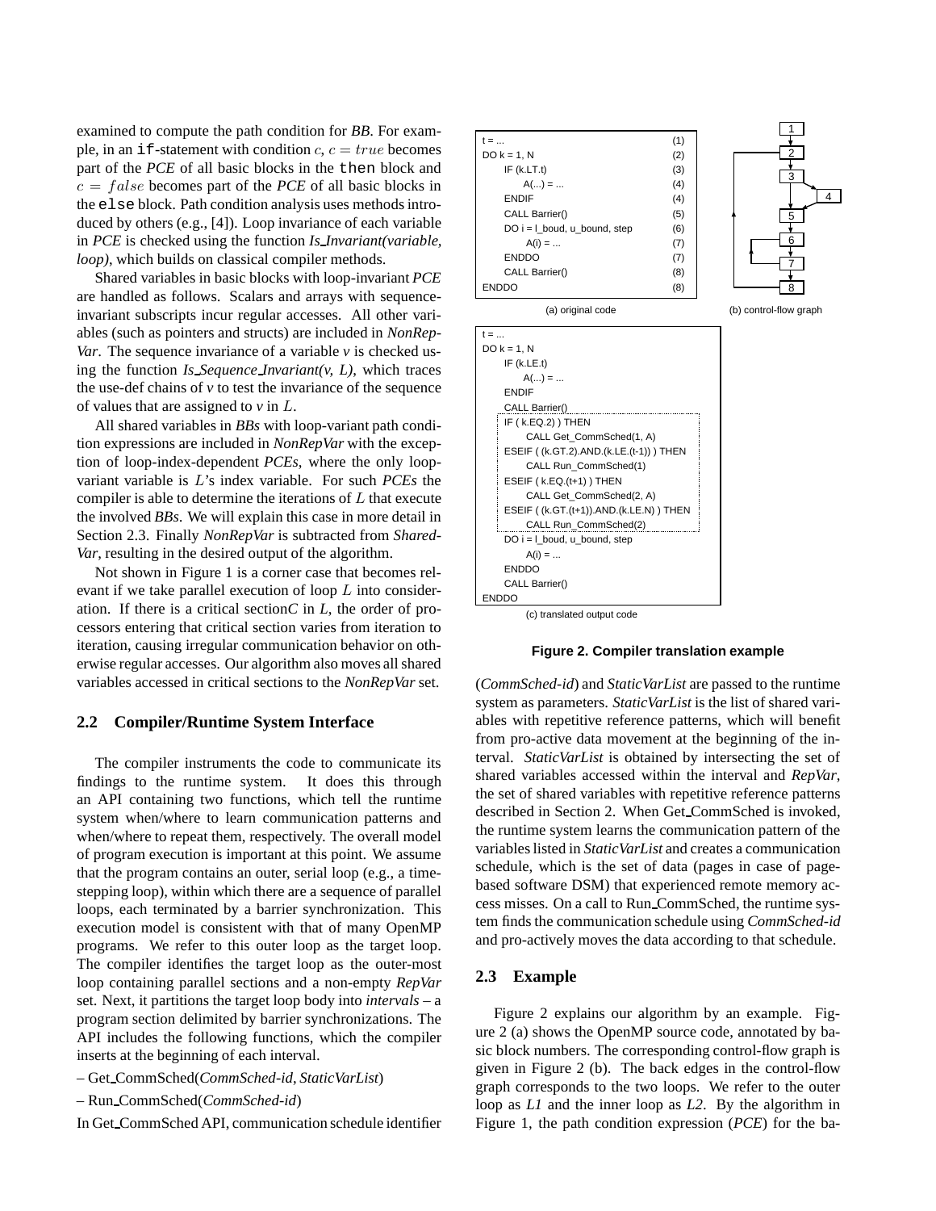examined to compute the path condition for *BB*. For example, in an `if`-statement with condition $c$, $c = true$ becomes part of the *PCE* of all basic blocks in the `then` block and $c = false$ becomes part of the *PCE* of all basic blocks in the `else` block. Path condition analysis uses methods introduced by others (e.g., [4]). Loop invariance of each variable in *PCE* is checked using the function *Is_Invariant(variable, loop)*, which builds on classical compiler methods.

Shared variables in basic blocks with loop-invariant *PCE* are handled as follows. Scalars and arrays with sequence-invariant subscripts incur regular accesses. All other variables (such as pointers and structs) are included in *NonRepVar*. The sequence invariance of a variable *v* is checked using the function *Is_Sequence_Invariant(v, L)*, which traces the use-def chains of *v* to test the invariance of the sequence of values that are assigned to *v* in $L$.

All shared variables in *BBs* with loop-variant path condition expressions are included in *NonRepVar* with the exception of loop-index-dependent *PCEs*, where the only loop-variant variable is $L$'s index variable. For such *PCEs* the compiler is able to determine the iterations of $L$ that execute the involved *BBs*. We will explain this case in more detail in Section 2.3. Finally *NonRepVar* is subtracted from *SharedVar*, resulting in the desired output of the algorithm.

Not shown in Figure 1 is a corner case that becomes relevant if we take parallel execution of loop $L$ into consideration. If there is a critical section*C* in *L*, the order of processors entering that critical section varies from iteration to iteration, causing irregular communication behavior on otherwise regular accesses. Our algorithm also moves all shared variables accessed in critical sections to the *NonRepVar* set.

## 2.2 Compiler/Runtime System Interface

The compiler instruments the code to communicate its findings to the runtime system. It does this through an API containing two functions, which tell the runtime system when/where to learn communication patterns and when/where to repeat them, respectively. The overall model of program execution is important at this point. We assume that the program contains an outer, serial loop (e.g., a time-stepping loop), within which there are a sequence of parallel loops, each terminated by a barrier synchronization. This execution model is consistent with that of many OpenMP programs. We refer to this outer loop as the target loop. The compiler identifies the target loop as the outer-most loop containing parallel sections and a non-empty *RepVar* set. Next, it partitions the target loop body into *intervals* – a program section delimited by barrier synchronizations. The API includes the following functions, which the compiler inserts at the beginning of each interval.

– Get_CommSched(*CommSched-id*, *StaticVarList*)

– Run_CommSched(*CommSched-id*)

In Get_CommSched API, communication schedule identifier

```
t = ...                              (1)
DO k = 1, N                          (2)
    IF (k.LT.t)                      (3)
        A(...) = ...                 (4)
    ENDIF                            (4)
    CALL Barrier()                   (5)
    DO i = l_boud, u_bound, step     (6)
        A(i) = ...                   (7)
    ENDDO                            (7)
    CALL Barrier()                   (8)
ENDDO                                (8)
```

(a) original code

(b) control-flow graph

```
t = ...
DO k = 1, N
    IF (k.LE.t)
        A(...) = ...
    ENDIF
    CALL Barrier()
    IF ( k.EQ.2) ) THEN
        CALL Get_CommSched(1, A)
    ESEIF ( (k.GT.2).AND.(k.LE.(t-1)) ) THEN
        CALL Run_CommSched(1)
    ESEIF ( k.EQ.(t+1) ) THEN
        CALL Get_CommSched(2, A)
    ESEIF ( (k.GT.(t+1)).AND.(k.LE.N) ) THEN
        CALL Run_CommSched(2)
    DO i = l_boud, u_bound, step
        A(i) = ...
    ENDDO
    CALL Barrier()
ENDDO
```

(c) translated output code

**Figure 2. Compiler translation example**

(*CommSched-id*) and *StaticVarList* are passed to the runtime system as parameters. *StaticVarList* is the list of shared variables with repetitive reference patterns, which will benefit from pro-active data movement at the beginning of the interval. *StaticVarList* is obtained by intersecting the set of shared variables accessed within the interval and *RepVar*, the set of shared variables with repetitive reference patterns described in Section 2. When Get_CommSched is invoked, the runtime system learns the communication pattern of the variables listed in *StaticVarList* and creates a communication schedule, which is the set of data (pages in case of page-based software DSM) that experienced remote memory access misses. On a call to Run_CommSched, the runtime system finds the communication schedule using *CommSched-id* and pro-actively moves the data according to that schedule.

## 2.3 Example

Figure 2 explains our algorithm by an example. Figure 2 (a) shows the OpenMP source code, annotated by basic block numbers. The corresponding control-flow graph is given in Figure 2 (b). The back edges in the control-flow graph corresponds to the two loops. We refer to the outer loop as *L1* and the inner loop as *L2*. By the algorithm in Figure 1, the path condition expression (*PCE*) for the ba-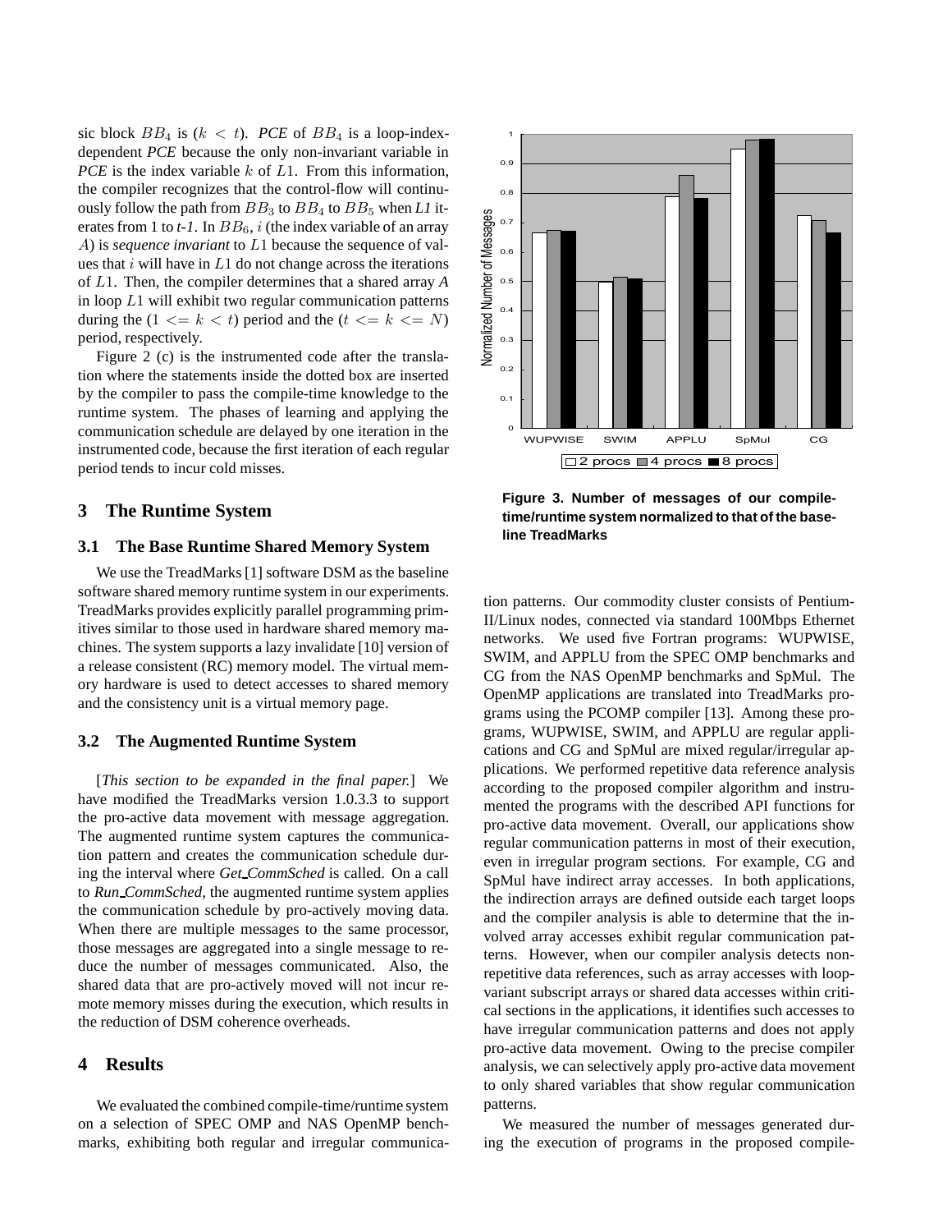sic block $BB_4$ is $(k < t)$. *PCE* of $BB_4$ is a loop-index-dependent *PCE* because the only non-invariant variable in *PCE* is the index variable $k$ of $L1$. From this information, the compiler recognizes that the control-flow will continuously follow the path from $BB_3$ to $BB_4$ to $BB_5$ when *L1* iterates from 1 to *t-1*. In $BB_6$, $i$ (the index variable of an array $A$) is *sequence invariant* to $L1$ because the sequence of values that $i$ will have in $L1$ do not change across the iterations of $L1$. Then, the compiler determines that a shared array *A* in loop $L1$ will exhibit two regular communication patterns during the $(1 <= k < t)$ period and the $(t <= k <= N)$ period, respectively.

Figure 2 (c) is the instrumented code after the translation where the statements inside the dotted box are inserted by the compiler to pass the compile-time knowledge to the runtime system. The phases of learning and applying the communication schedule are delayed by one iteration in the instrumented code, because the first iteration of each regular period tends to incur cold misses.

## 3 The Runtime System

### 3.1 The Base Runtime Shared Memory System

We use the TreadMarks [1] software DSM as the baseline software shared memory runtime system in our experiments. TreadMarks provides explicitly parallel programming primitives similar to those used in hardware shared memory machines. The system supports a lazy invalidate [10] version of a release consistent (RC) memory model. The virtual memory hardware is used to detect accesses to shared memory and the consistency unit is a virtual memory page.

### 3.2 The Augmented Runtime System

[*This section to be expanded in the final paper.*] We have modified the TreadMarks version 1.0.3.3 to support the pro-active data movement with message aggregation. The augmented runtime system captures the communication pattern and creates the communication schedule during the interval where *Get_CommSched* is called. On a call to *Run_CommSched*, the augmented runtime system applies the communication schedule by pro-actively moving data. When there are multiple messages to the same processor, those messages are aggregated into a single message to reduce the number of messages communicated. Also, the shared data that are pro-actively moved will not incur remote memory misses during the execution, which results in the reduction of DSM coherence overheads.

## 4 Results

We evaluated the combined compile-time/runtime system on a selection of SPEC OMP and NAS OpenMP benchmarks, exhibiting both regular and irregular communication patterns. Our commodity cluster consists of Pentium-II/Linux nodes, connected via standard 100Mbps Ethernet networks. We used five Fortran programs: WUPWISE, SWIM, and APPLU from the SPEC OMP benchmarks and CG from the NAS OpenMP benchmarks and SpMul. The OpenMP applications are translated into TreadMarks programs using the PCOMP compiler [13]. Among these programs, WUPWISE, SWIM, and APPLU are regular applications and CG and SpMul are mixed regular/irregular applications. We performed repetitive data reference analysis according to the proposed compiler algorithm and instrumented the programs with the described API functions for pro-active data movement. Overall, our applications show regular communication patterns in most of their execution, even in irregular program sections. For example, CG and SpMul have indirect array accesses. In both applications, the indirection arrays are defined outside each target loops and the compiler analysis is able to determine that the involved array accesses exhibit regular communication patterns. However, when our compiler analysis detects non-repetitive data references, such as array accesses with loop-variant subscript arrays or shared data accesses within critical sections in the applications, it identifies such accesses to have irregular communication patterns and does not apply pro-active data movement. Owing to the precise compiler analysis, we can selectively apply pro-active data movement to only shared variables that show regular communication patterns.

We measured the number of messages generated during the execution of programs in the proposed compile-

**Figure 3. Number of messages of our compile-time/runtime system normalized to that of the baseline TreadMarks**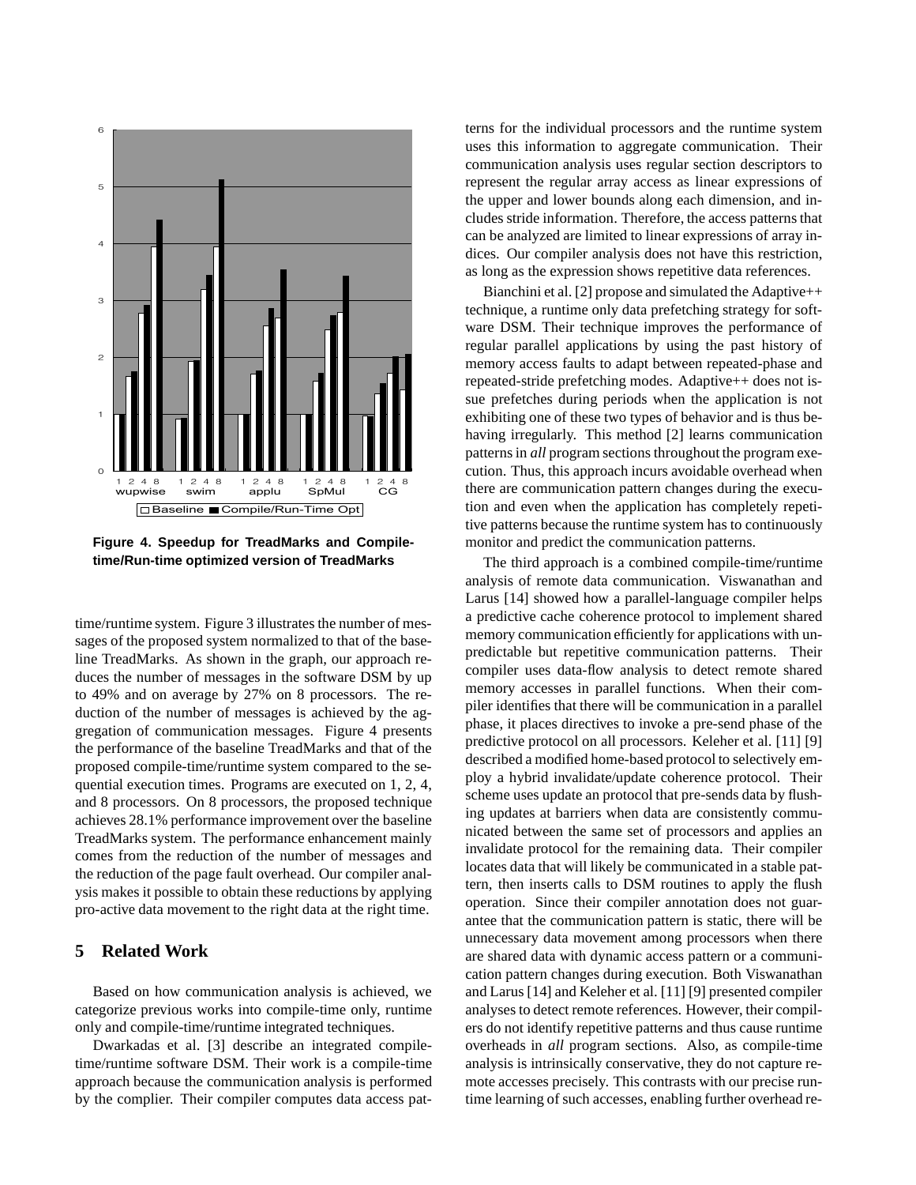Figure 4. Speedup for TreadMarks and Compile-time/Run-time optimized version of TreadMarks

time/runtime system. Figure 3 illustrates the number of messages of the proposed system normalized to that of the baseline TreadMarks. As shown in the graph, our approach reduces the number of messages in the software DSM by up to 49% and on average by 27% on 8 processors. The reduction of the number of messages is achieved by the aggregation of communication messages. Figure 4 presents the performance of the baseline TreadMarks and that of the proposed compile-time/runtime system compared to the sequential execution times. Programs are executed on 1, 2, 4, and 8 processors. On 8 processors, the proposed technique achieves 28.1% performance improvement over the baseline TreadMarks system. The performance enhancement mainly comes from the reduction of the number of messages and the reduction of the page fault overhead. Our compiler analysis makes it possible to obtain these reductions by applying pro-active data movement to the right data at the right time.

## 5 Related Work

Based on how communication analysis is achieved, we categorize previous works into compile-time only, runtime only and compile-time/runtime integrated techniques.

Dwarkadas et al. [3] describe an integrated compile-time/runtime software DSM. Their work is a compile-time approach because the communication analysis is performed by the complier. Their compiler computes data access patterns for the individual processors and the runtime system uses this information to aggregate communication. Their communication analysis uses regular section descriptors to represent the regular array access as linear expressions of the upper and lower bounds along each dimension, and includes stride information. Therefore, the access patterns that can be analyzed are limited to linear expressions of array indices. Our compiler analysis does not have this restriction, as long as the expression shows repetitive data references.

Bianchini et al. [2] propose and simulated the Adaptive++ technique, a runtime only data prefetching strategy for software DSM. Their technique improves the performance of regular parallel applications by using the past history of memory access faults to adapt between repeated-phase and repeated-stride prefetching modes. Adaptive++ does not issue prefetches during periods when the application is not exhibiting one of these two types of behavior and is thus behaving irregularly. This method [2] learns communication patterns in *all* program sections throughout the program execution. Thus, this approach incurs avoidable overhead when there are communication pattern changes during the execution and even when the application has completely repetitive patterns because the runtime system has to continuously monitor and predict the communication patterns.

The third approach is a combined compile-time/runtime analysis of remote data communication. Viswanathan and Larus [14] showed how a parallel-language compiler helps a predictive cache coherence protocol to implement shared memory communication efficiently for applications with unpredictable but repetitive communication patterns. Their compiler uses data-flow analysis to detect remote shared memory accesses in parallel functions. When their compiler identifies that there will be communication in a parallel phase, it places directives to invoke a pre-send phase of the predictive protocol on all processors. Keleher et al. [11] [9] described a modified home-based protocol to selectively employ a hybrid invalidate/update coherence protocol. Their scheme uses update an protocol that pre-sends data by flushing updates at barriers when data are consistently communicated between the same set of processors and applies an invalidate protocol for the remaining data. Their compiler locates data that will likely be communicated in a stable pattern, then inserts calls to DSM routines to apply the flush operation. Since their compiler annotation does not guarantee that the communication pattern is static, there will be unnecessary data movement among processors when there are shared data with dynamic access pattern or a communication pattern changes during execution. Both Viswanathan and Larus [14] and Keleher et al. [11] [9] presented compiler analyses to detect remote references. However, their compilers do not identify repetitive patterns and thus cause runtime overheads in *all* program sections. Also, as compile-time analysis is intrinsically conservative, they do not capture remote accesses precisely. This contrasts with our precise runtime learning of such accesses, enabling further overhead re-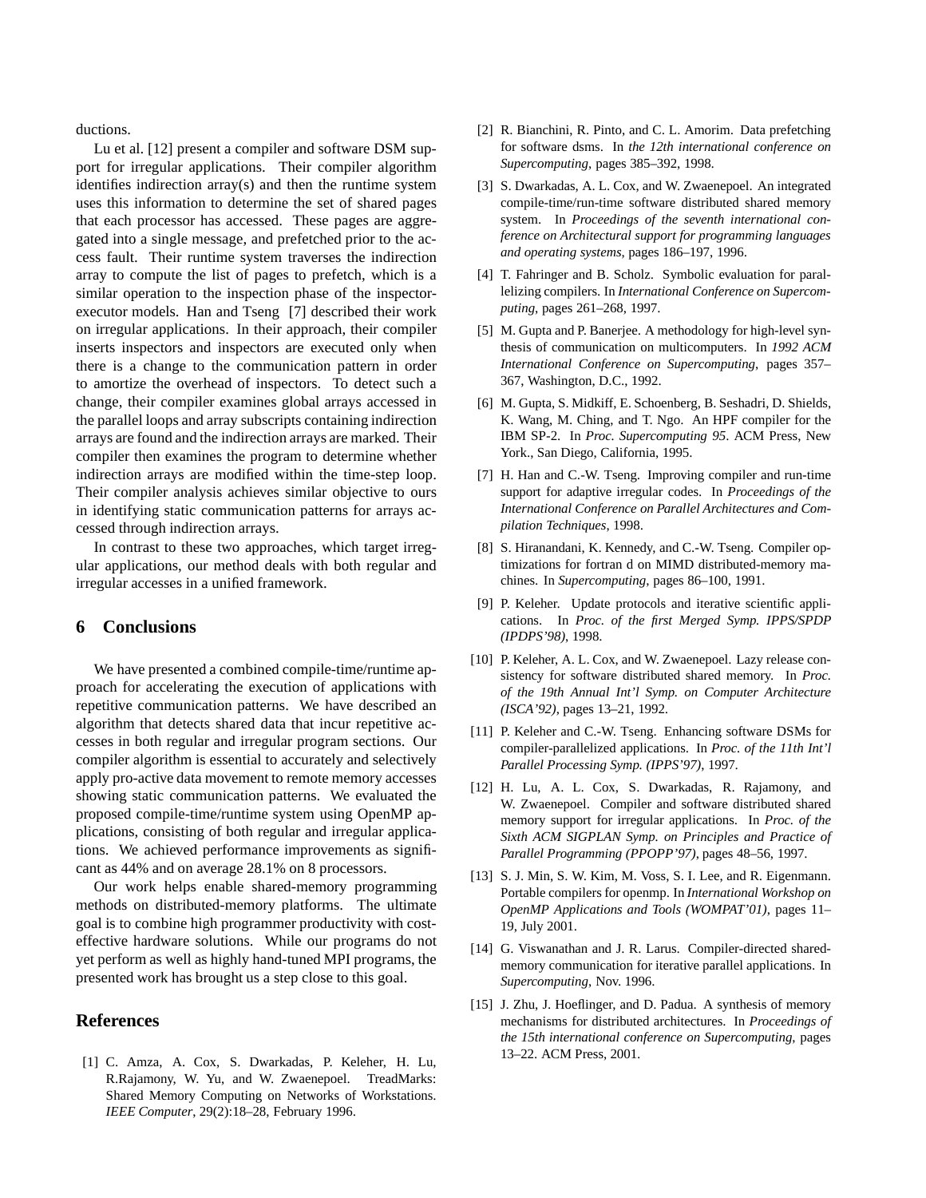ductions.

Lu et al. [12] present a compiler and software DSM support for irregular applications. Their compiler algorithm identifies indirection array(s) and then the runtime system uses this information to determine the set of shared pages that each processor has accessed. These pages are aggregated into a single message, and prefetched prior to the access fault. Their runtime system traverses the indirection array to compute the list of pages to prefetch, which is a similar operation to the inspection phase of the inspector-executor models. Han and Tseng [7] described their work on irregular applications. In their approach, their compiler inserts inspectors and inspectors are executed only when there is a change to the communication pattern in order to amortize the overhead of inspectors. To detect such a change, their compiler examines global arrays accessed in the parallel loops and array subscripts containing indirection arrays are found and the indirection arrays are marked. Their compiler then examines the program to determine whether indirection arrays are modified within the time-step loop. Their compiler analysis achieves similar objective to ours in identifying static communication patterns for arrays accessed through indirection arrays.

In contrast to these two approaches, which target irregular applications, our method deals with both regular and irregular accesses in a unified framework.

# 6 Conclusions

We have presented a combined compile-time/runtime approach for accelerating the execution of applications with repetitive communication patterns. We have described an algorithm that detects shared data that incur repetitive accesses in both regular and irregular program sections. Our compiler algorithm is essential to accurately and selectively apply pro-active data movement to remote memory accesses showing static communication patterns. We evaluated the proposed compile-time/runtime system using OpenMP applications, consisting of both regular and irregular applications. We achieved performance improvements as significant as 44% and on average 28.1% on 8 processors.

Our work helps enable shared-memory programming methods on distributed-memory platforms. The ultimate goal is to combine high programmer productivity with cost-effective hardware solutions. While our programs do not yet perform as well as highly hand-tuned MPI programs, the presented work has brought us a step close to this goal.

# References

[1] C. Amza, A. Cox, S. Dwarkadas, P. Keleher, H. Lu, R.Rajamony, W. Yu, and W. Zwaenepoel. TreadMarks: Shared Memory Computing on Networks of Workstations. *IEEE Computer*, 29(2):18–28, February 1996.

[2] R. Bianchini, R. Pinto, and C. L. Amorim. Data prefetching for software dsms. In *the 12th international conference on Supercomputing*, pages 385–392, 1998.

[3] S. Dwarkadas, A. L. Cox, and W. Zwaenepoel. An integrated compile-time/run-time software distributed shared memory system. In *Proceedings of the seventh international conference on Architectural support for programming languages and operating systems*, pages 186–197, 1996.

[4] T. Fahringer and B. Scholz. Symbolic evaluation for parallelizing compilers. In *International Conference on Supercomputing*, pages 261–268, 1997.

[5] M. Gupta and P. Banerjee. A methodology for high-level synthesis of communication on multicomputers. In *1992 ACM International Conference on Supercomputing*, pages 357–367, Washington, D.C., 1992.

[6] M. Gupta, S. Midkiff, E. Schoenberg, B. Seshadri, D. Shields, K. Wang, M. Ching, and T. Ngo. An HPF compiler for the IBM SP-2. In *Proc. Supercomputing 95*. ACM Press, New York., San Diego, California, 1995.

[7] H. Han and C.-W. Tseng. Improving compiler and run-time support for adaptive irregular codes. In *Proceedings of the International Conference on Parallel Architectures and Compilation Techniques*, 1998.

[8] S. Hiranandani, K. Kennedy, and C.-W. Tseng. Compiler optimizations for fortran d on MIMD distributed-memory machines. In *Supercomputing*, pages 86–100, 1991.

[9] P. Keleher. Update protocols and iterative scientific applications. In *Proc. of the first Merged Symp. IPPS/SPDP (IPDPS'98)*, 1998.

[10] P. Keleher, A. L. Cox, and W. Zwaenepoel. Lazy release consistency for software distributed shared memory. In *Proc. of the 19th Annual Int'l Symp. on Computer Architecture (ISCA'92)*, pages 13–21, 1992.

[11] P. Keleher and C.-W. Tseng. Enhancing software DSMs for compiler-parallelized applications. In *Proc. of the 11th Int'l Parallel Processing Symp. (IPPS'97)*, 1997.

[12] H. Lu, A. L. Cox, S. Dwarkadas, R. Rajamony, and W. Zwaenepoel. Compiler and software distributed shared memory support for irregular applications. In *Proc. of the Sixth ACM SIGPLAN Symp. on Principles and Practice of Parallel Programming (PPOPP'97)*, pages 48–56, 1997.

[13] S. J. Min, S. W. Kim, M. Voss, S. I. Lee, and R. Eigenmann. Portable compilers for openmp. In *International Workshop on OpenMP Applications and Tools (WOMPAT'01)*, pages 11–19, July 2001.

[14] G. Viswanathan and J. R. Larus. Compiler-directed shared-memory communication for iterative parallel applications. In *Supercomputing*, Nov. 1996.

[15] J. Zhu, J. Hoeflinger, and D. Padua. A synthesis of memory mechanisms for distributed architectures. In *Proceedings of the 15th international conference on Supercomputing*, pages 13–22. ACM Press, 2001.